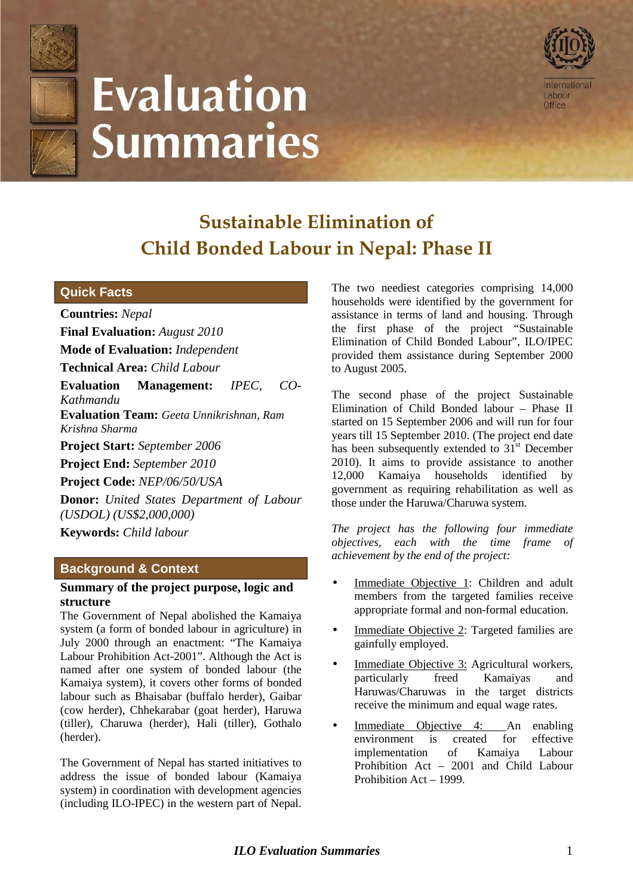# Evaluation Summaries

International Labour Office

## Sustainable Elimination of Child Bonded Labour in Nepal: Phase II

### Quick Facts

**Countries:** *Nepal*

**Final Evaluation:** *August 2010*

**Mode of Evaluation:** *Independent*

**Technical Area:** *Child Labour*

**Evaluation Management:** *IPEC, CO-Kathmandu*

**Evaluation Team:** *Geeta Unnikrishnan, Ram Krishna Sharma*

**Project Start:** *September 2006*

**Project End:** *September 2010*

**Project Code:** *NEP/06/50/USA*

**Donor:** *United States Department of Labour (USDOL) (US$2,000,000)*

**Keywords:** *Child labour*

### Background & Context

**Summary of the project purpose, logic and structure**

The Government of Nepal abolished the Kamaiya system (a form of bonded labour in agriculture) in July 2000 through an enactment: "The Kamaiya Labour Prohibition Act-2001". Although the Act is named after one system of bonded labour (the Kamaiya system), it covers other forms of bonded labour such as Bhaisabar (buffalo herder), Gaibar (cow herder), Chhekarabar (goat herder), Haruwa (tiller), Charuwa (herder), Hali (tiller), Gothalo (herder).

The Government of Nepal has started initiatives to address the issue of bonded labour (Kamaiya system) in coordination with development agencies (including ILO-IPEC) in the western part of Nepal. The two neediest categories comprising 14,000 households were identified by the government for assistance in terms of land and housing. Through the first phase of the project "Sustainable Elimination of Child Bonded Labour", ILO/IPEC provided them assistance during September 2000 to August 2005.

The second phase of the project Sustainable Elimination of Child Bonded labour – Phase II started on 15 September 2006 and will run for four years till 15 September 2010. (The project end date has been subsequently extended to 31st December 2010). It aims to provide assistance to another 12,000 Kamaiya households identified by government as requiring rehabilitation as well as those under the Haruwa/Charuwa system.

*The project has the following four immediate objectives, each with the time frame of achievement by the end of the project:*

- Immediate Objective 1: Children and adult members from the targeted families receive appropriate formal and non-formal education.
- Immediate Objective 2: Targeted families are gainfully employed.
- Immediate Objective 3: Agricultural workers, particularly freed Kamaiyas and Haruwas/Charuwas in the target districts receive the minimum and equal wage rates.
- Immediate Objective 4: An enabling environment is created for effective implementation of Kamaiya Labour Prohibition Act – 2001 and Child Labour Prohibition Act – 1999.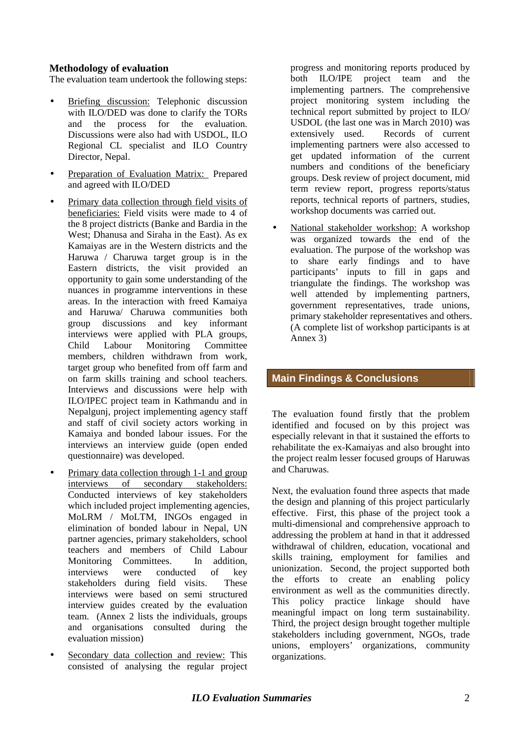### Methodology of evaluation

The evaluation team undertook the following steps:

- Briefing discussion: Telephonic discussion with ILO/DED was done to clarify the TORs and the process for the evaluation. Discussions were also had with USDOL, ILO Regional CL specialist and ILO Country Director, Nepal.
- Preparation of Evaluation Matrix: Prepared and agreed with ILO/DED
- Primary data collection through field visits of beneficiaries: Field visits were made to 4 of the 8 project districts (Banke and Bardia in the West; Dhanusa and Siraha in the East). As ex Kamaiyas are in the Western districts and the Haruwa / Charuwa target group is in the Eastern districts, the visit provided an opportunity to gain some understanding of the nuances in programme interventions in these areas. In the interaction with freed Kamaiya and Haruwa/ Charuwa communities both group discussions and key informant interviews were applied with PLA groups, Child Labour Monitoring Committee members, children withdrawn from work, target group who benefited from off farm and on farm skills training and school teachers. Interviews and discussions were help with ILO/IPEC project team in Kathmandu and in Nepalgunj, project implementing agency staff and staff of civil society actors working in Kamaiya and bonded labour issues. For the interviews an interview guide (open ended questionnaire) was developed.
- Primary data collection through 1-1 and group interviews of secondary stakeholders: Conducted interviews of key stakeholders which included project implementing agencies, MoLRM / MoLTM, INGOs engaged in elimination of bonded labour in Nepal, UN partner agencies, primary stakeholders, school teachers and members of Child Labour Monitoring Committees. In addition, interviews were conducted of key stakeholders during field visits. These interviews were based on semi structured interview guides created by the evaluation team. (Annex 2 lists the individuals, groups and organisations consulted during the evaluation mission)
- Secondary data collection and review: This consisted of analysing the regular project progress and monitoring reports produced by both ILO/IPE project team and the implementing partners. The comprehensive project monitoring system including the technical report submitted by project to ILO/ USDOL (the last one was in March 2010) was extensively used. Records of current implementing partners were also accessed to get updated information of the current numbers and conditions of the beneficiary groups. Desk review of project document, mid term review report, progress reports/status reports, technical reports of partners, studies, workshop documents was carried out.
- National stakeholder workshop: A workshop was organized towards the end of the evaluation. The purpose of the workshop was to share early findings and to have participants' inputs to fill in gaps and triangulate the findings. The workshop was well attended by implementing partners, government representatives, trade unions, primary stakeholder representatives and others. (A complete list of workshop participants is at Annex 3)

## Main Findings & Conclusions

The evaluation found firstly that the problem identified and focused on by this project was especially relevant in that it sustained the efforts to rehabilitate the ex-Kamaiyas and also brought into the project realm lesser focused groups of Haruwas and Charuwas.

Next, the evaluation found three aspects that made the design and planning of this project particularly effective. First, this phase of the project took a multi-dimensional and comprehensive approach to addressing the problem at hand in that it addressed withdrawal of children, education, vocational and skills training, employment for families and unionization. Second, the project supported both the efforts to create an enabling policy environment as well as the communities directly. This policy practice linkage should have meaningful impact on long term sustainability. Third, the project design brought together multiple stakeholders including government, NGOs, trade unions, employers' organizations, community organizations.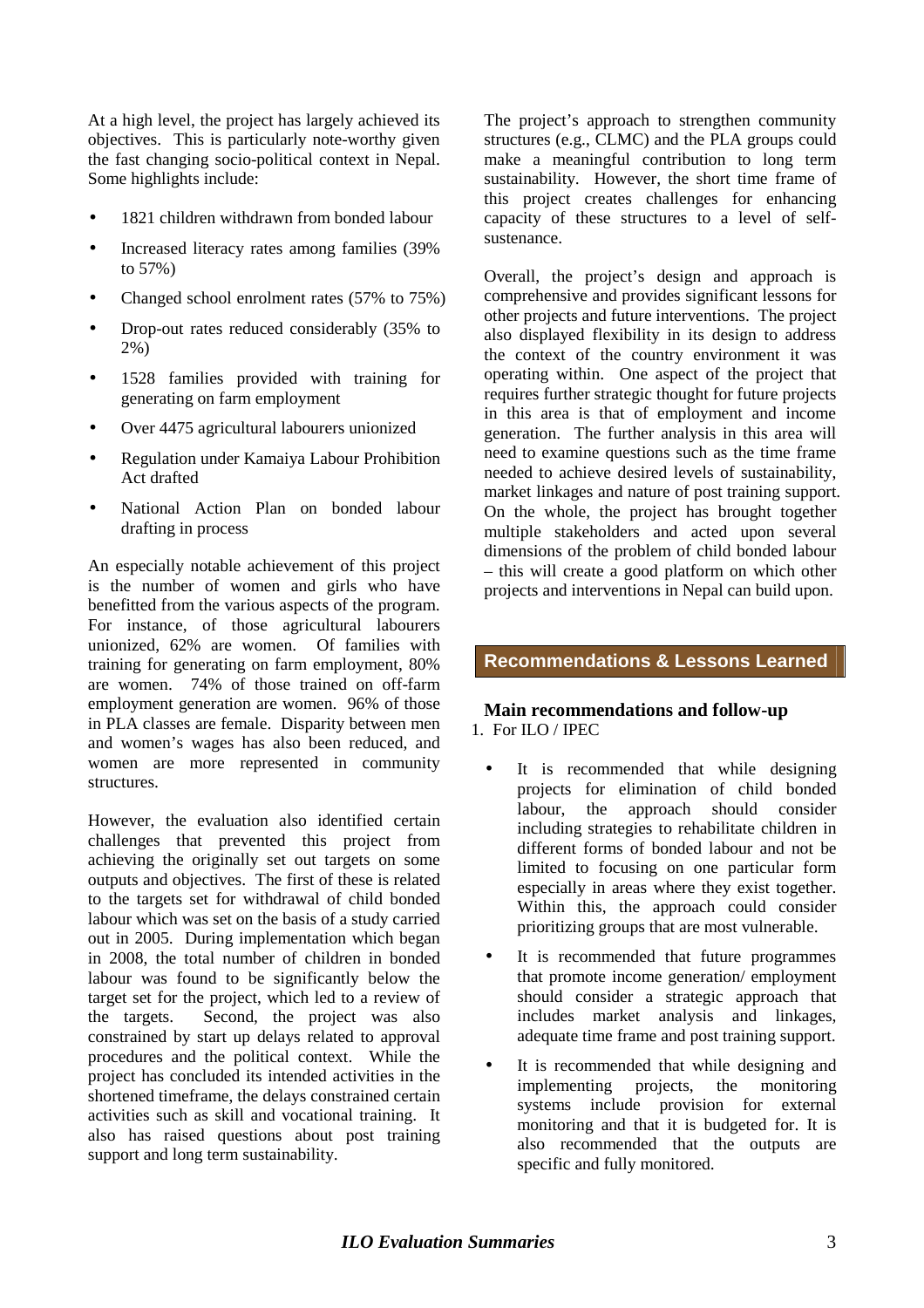At a high level, the project has largely achieved its objectives. This is particularly note-worthy given the fast changing socio-political context in Nepal. Some highlights include:

- 1821 children withdrawn from bonded labour
- Increased literacy rates among families (39% to 57%)
- Changed school enrolment rates (57% to 75%)
- Drop-out rates reduced considerably (35% to 2%)
- 1528 families provided with training for generating on farm employment
- Over 4475 agricultural labourers unionized
- Regulation under Kamaiya Labour Prohibition Act drafted
- National Action Plan on bonded labour drafting in process

An especially notable achievement of this project is the number of women and girls who have benefitted from the various aspects of the program. For instance, of those agricultural labourers unionized, 62% are women. Of families with training for generating on farm employment, 80% are women. 74% of those trained on off-farm employment generation are women. 96% of those in PLA classes are female. Disparity between men and women's wages has also been reduced, and women are more represented in community structures.

However, the evaluation also identified certain challenges that prevented this project from achieving the originally set out targets on some outputs and objectives. The first of these is related to the targets set for withdrawal of child bonded labour which was set on the basis of a study carried out in 2005. During implementation which began in 2008, the total number of children in bonded labour was found to be significantly below the target set for the project, which led to a review of the targets. Second, the project was also constrained by start up delays related to approval procedures and the political context. While the project has concluded its intended activities in the shortened timeframe, the delays constrained certain activities such as skill and vocational training. It also has raised questions about post training support and long term sustainability.

The project's approach to strengthen community structures (e.g., CLMC) and the PLA groups could make a meaningful contribution to long term sustainability. However, the short time frame of this project creates challenges for enhancing capacity of these structures to a level of self-sustenance.

Overall, the project's design and approach is comprehensive and provides significant lessons for other projects and future interventions. The project also displayed flexibility in its design to address the context of the country environment it was operating within. One aspect of the project that requires further strategic thought for future projects in this area is that of employment and income generation. The further analysis in this area will need to examine questions such as the time frame needed to achieve desired levels of sustainability, market linkages and nature of post training support. On the whole, the project has brought together multiple stakeholders and acted upon several dimensions of the problem of child bonded labour – this will create a good platform on which other projects and interventions in Nepal can build upon.

## Recommendations & Lessons Learned

### Main recommendations and follow-up

1. For ILO / IPEC

- It is recommended that while designing projects for elimination of child bonded labour, the approach should consider including strategies to rehabilitate children in different forms of bonded labour and not be limited to focusing on one particular form especially in areas where they exist together. Within this, the approach could consider prioritizing groups that are most vulnerable.
- It is recommended that future programmes that promote income generation/ employment should consider a strategic approach that includes market analysis and linkages, adequate time frame and post training support.
- It is recommended that while designing and implementing projects, the monitoring systems include provision for external monitoring and that it is budgeted for. It is also recommended that the outputs are specific and fully monitored.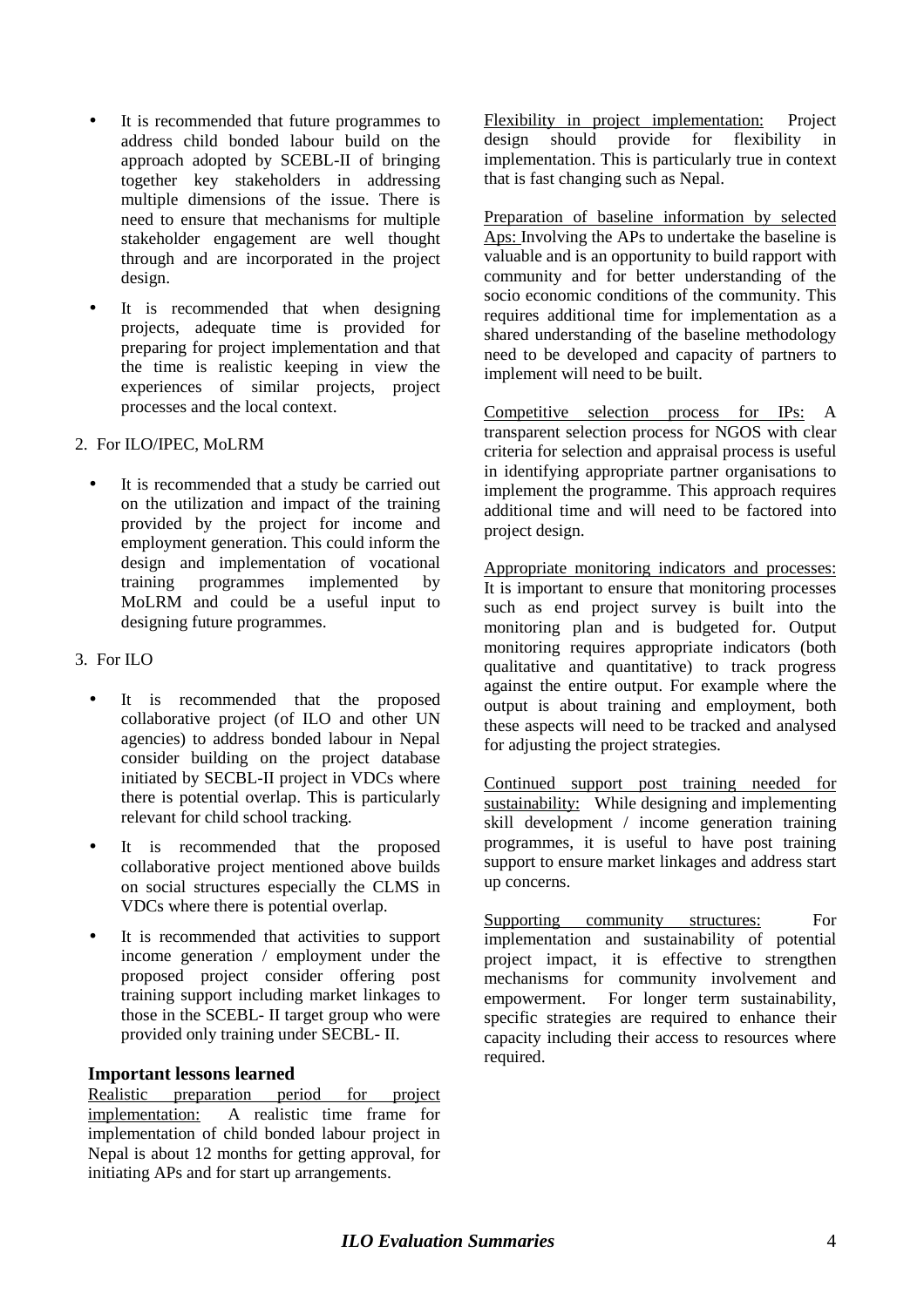- It is recommended that future programmes to address child bonded labour build on the approach adopted by SCEBL-II of bringing together key stakeholders in addressing multiple dimensions of the issue. There is need to ensure that mechanisms for multiple stakeholder engagement are well thought through and are incorporated in the project design.
- It is recommended that when designing projects, adequate time is provided for preparing for project implementation and that the time is realistic keeping in view the experiences of similar projects, project processes and the local context.

2. For ILO/IPEC, MoLRM

- It is recommended that a study be carried out on the utilization and impact of the training provided by the project for income and employment generation. This could inform the design and implementation of vocational training programmes implemented by MoLRM and could be a useful input to designing future programmes.

3. For ILO

- It is recommended that the proposed collaborative project (of ILO and other UN agencies) to address bonded labour in Nepal consider building on the project database initiated by SECBL-II project in VDCs where there is potential overlap. This is particularly relevant for child school tracking.
- It is recommended that the proposed collaborative project mentioned above builds on social structures especially the CLMS in VDCs where there is potential overlap.
- It is recommended that activities to support income generation / employment under the proposed project consider offering post training support including market linkages to those in the SCEBL- II target group who were provided only training under SECBL- II.

### Important lessons learned

Realistic preparation period for project implementation: A realistic time frame for implementation of child bonded labour project in Nepal is about 12 months for getting approval, for initiating APs and for start up arrangements.

Flexibility in project implementation: Project design should provide for flexibility in implementation. This is particularly true in context that is fast changing such as Nepal.

Preparation of baseline information by selected Aps: Involving the APs to undertake the baseline is valuable and is an opportunity to build rapport with community and for better understanding of the socio economic conditions of the community. This requires additional time for implementation as a shared understanding of the baseline methodology need to be developed and capacity of partners to implement will need to be built.

Competitive selection process for IPs: A transparent selection process for NGOS with clear criteria for selection and appraisal process is useful in identifying appropriate partner organisations to implement the programme. This approach requires additional time and will need to be factored into project design.

Appropriate monitoring indicators and processes: It is important to ensure that monitoring processes such as end project survey is built into the monitoring plan and is budgeted for. Output monitoring requires appropriate indicators (both qualitative and quantitative) to track progress against the entire output. For example where the output is about training and employment, both these aspects will need to be tracked and analysed for adjusting the project strategies.

Continued support post training needed for sustainability: While designing and implementing skill development / income generation training programmes, it is useful to have post training support to ensure market linkages and address start up concerns.

Supporting community structures: For implementation and sustainability of potential project impact, it is effective to strengthen mechanisms for community involvement and empowerment. For longer term sustainability, specific strategies are required to enhance their capacity including their access to resources where required.